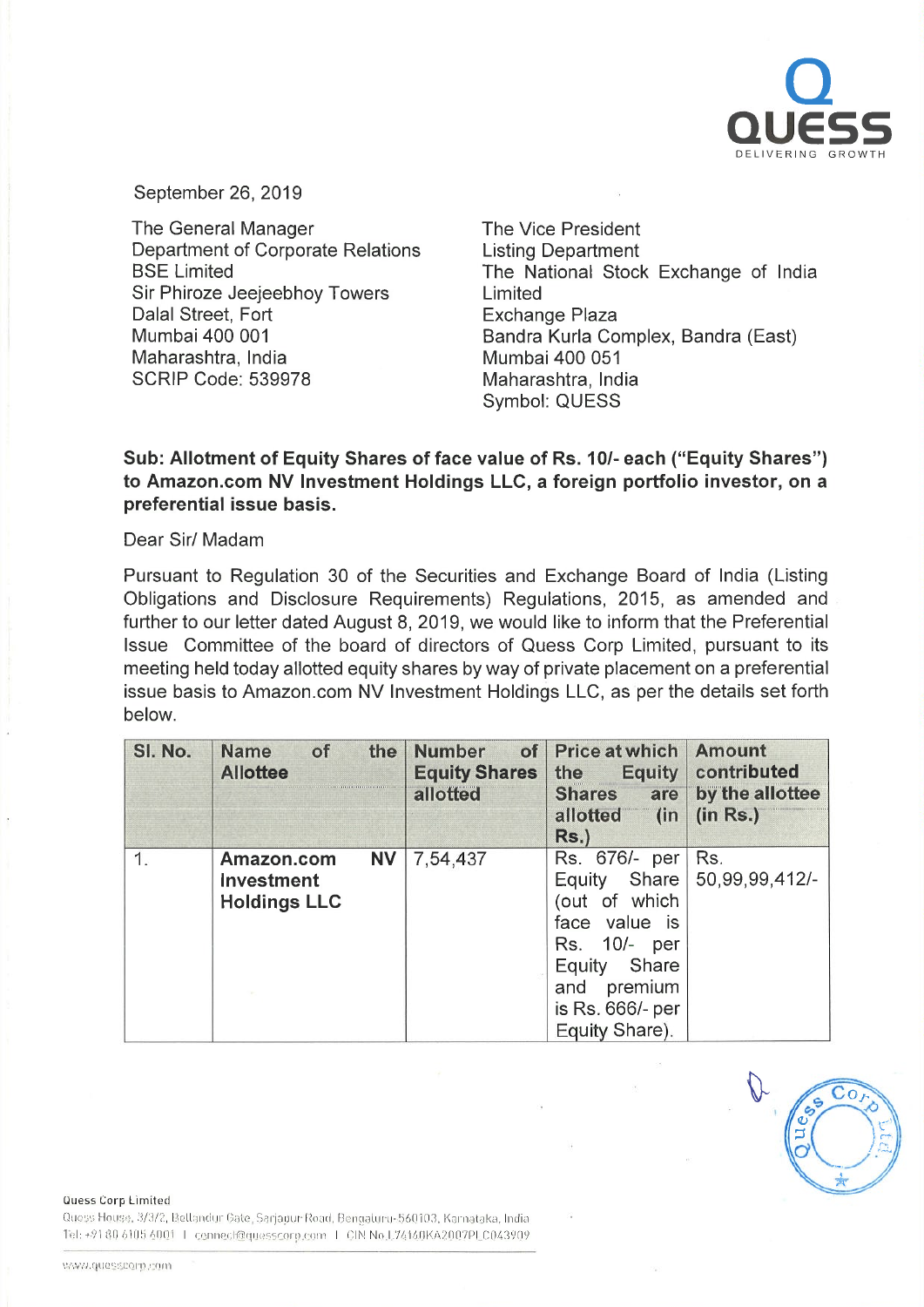September 26, 2019

The General Manager
Department of Corporate Relations
BSE Limited
Sir Phiroze Jeejeebhoy Towers
Dalal Street, Fort
Mumbai 400 001
Maharashtra, India
SCRIP Code: 539978

The Vice President
Listing Department
The National Stock Exchange of India Limited
Exchange Plaza
Bandra Kurla Complex, Bandra (East)
Mumbai 400 051
Maharashtra, India
Symbol: QUESS

**Sub: Allotment of Equity Shares of face value of Rs. 10/- each ("Equity Shares") to Amazon.com NV Investment Holdings LLC, a foreign portfolio investor, on a preferential issue basis.**

Dear Sir/ Madam

Pursuant to Regulation 30 of the Securities and Exchange Board of India (Listing Obligations and Disclosure Requirements) Regulations, 2015, as amended and further to our letter dated August 8, 2019, we would like to inform that the Preferential Issue Committee of the board of directors of Quess Corp Limited, pursuant to its meeting held today allotted equity shares by way of private placement on a preferential issue basis to Amazon.com NV Investment Holdings LLC, as per the details set forth below.

| Sl. No. | Name of the Allottee | Number of Equity Shares allotted | Price at which the Equity Shares are allotted (in Rs.) | Amount contributed by the allottee (in Rs.) |
|---|---|---|---|---|
| 1. | **Amazon.com NV Investment Holdings LLC** | 7,54,437 | Rs. 676/- per Equity Share (out of which face value is Rs. 10/- per Equity Share and premium is Rs. 666/- per Equity Share). | Rs. 50,99,99,412/- |

Quess Corp Limited
Quess House, 3/3/2, Bellandur Gate, Sarjapur Road, Bengaluru-560103, Karnataka, India
Tel: +91 80 6105 6001 | connect@quesscorp.com | CIN No.L74140KA2007PLC043909

www.quesscorp.com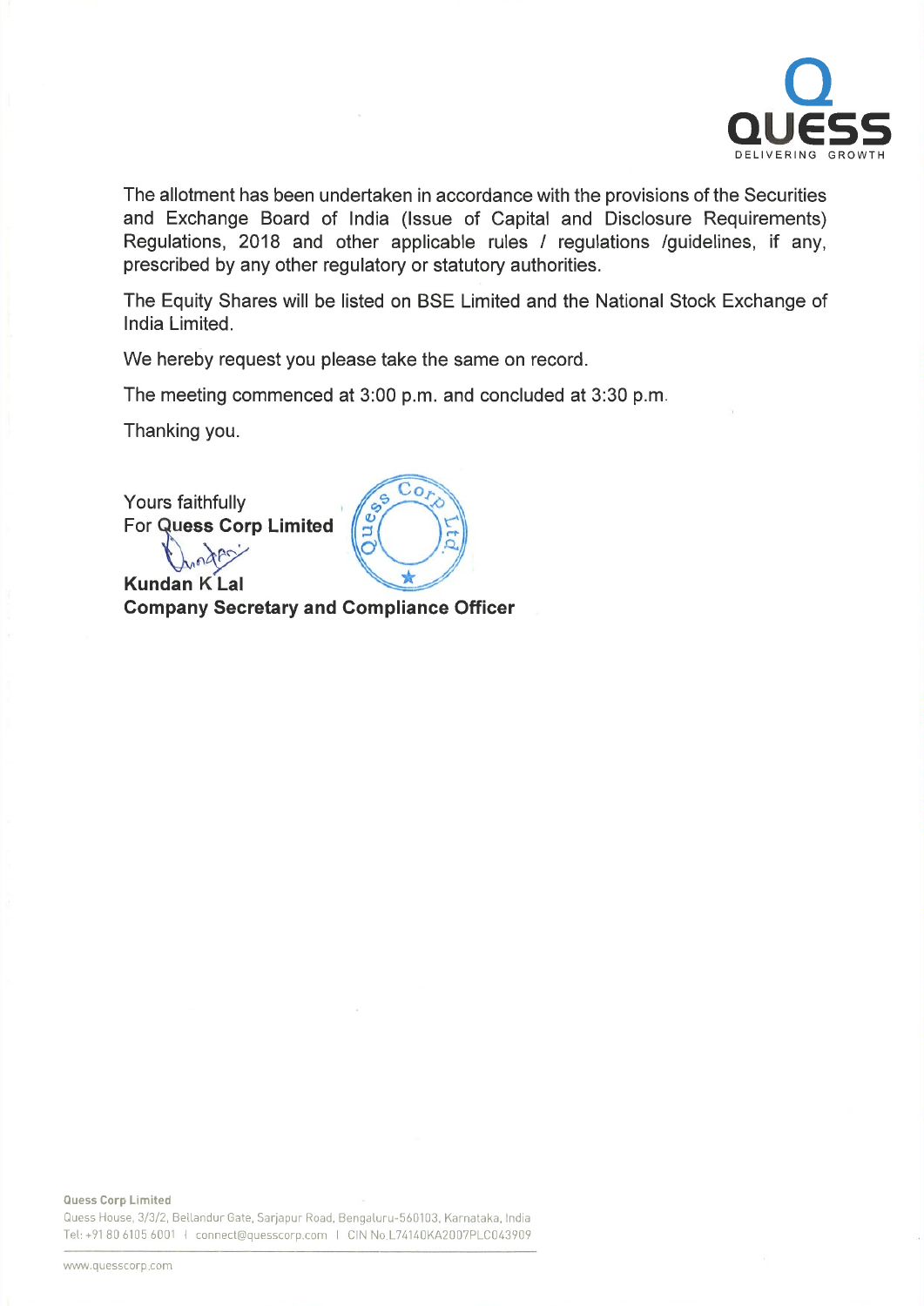The allotment has been undertaken in accordance with the provisions of the Securities and Exchange Board of India (Issue of Capital and Disclosure Requirements) Regulations, 2018 and other applicable rules / regulations /guidelines, if any, prescribed by any other regulatory or statutory authorities.

The Equity Shares will be listed on BSE Limited and the National Stock Exchange of India Limited.

We hereby request you please take the same on record.

The meeting commenced at 3:00 p.m. and concluded at 3:30 p.m.

Thanking you.

Yours faithfully
**For Quess Corp Limited**

**Kundan K Lal**
**Company Secretary and Compliance Officer**

**Quess Corp Limited**
Quess House, 3/3/2, Bellandur Gate, Sarjapur Road, Bengaluru-560103, Karnataka, India
Tel: +91 80 6105 6001 | connect@quesscorp.com | CIN No.L74140KA2007PLC043909

www.quesscorp.com